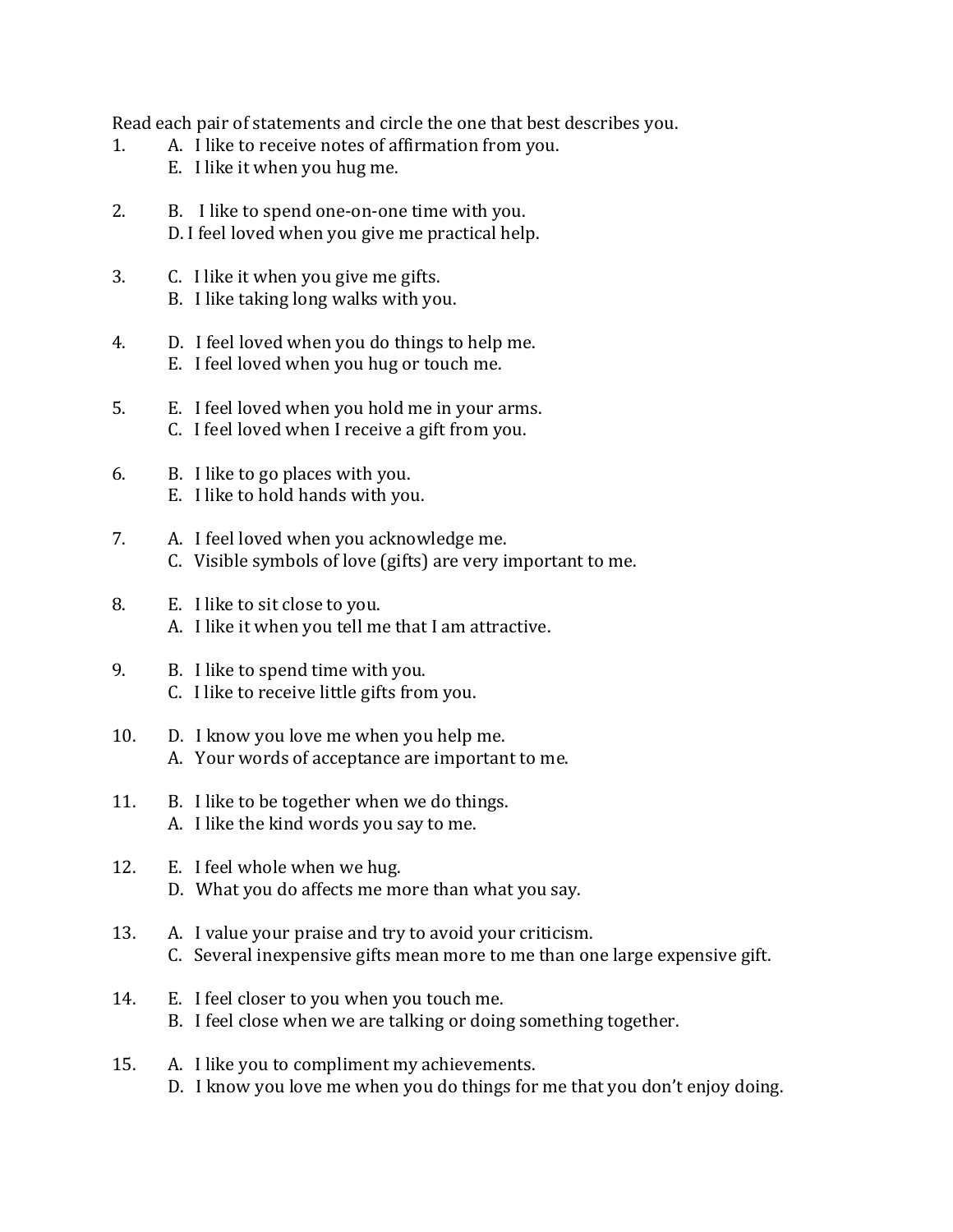Read each pair of statements and circle the one that best describes you.

1. A. I like to receive notes of affirmation from you.
   E. I like it when you hug me.

2. B. I like to spend one-on-one time with you.
   D. I feel loved when you give me practical help.

3. C. I like it when you give me gifts.
   B. I like taking long walks with you.

4. D. I feel loved when you do things to help me.
   E. I feel loved when you hug or touch me.

5. E. I feel loved when you hold me in your arms.
   C. I feel loved when I receive a gift from you.

6. B. I like to go places with you.
   E. I like to hold hands with you.

7. A. I feel loved when you acknowledge me.
   C. Visible symbols of love (gifts) are very important to me.

8. E. I like to sit close to you.
   A. I like it when you tell me that I am attractive.

9. B. I like to spend time with you.
   C. I like to receive little gifts from you.

10. D. I know you love me when you help me.
    A. Your words of acceptance are important to me.

11. B. I like to be together when we do things.
    A. I like the kind words you say to me.

12. E. I feel whole when we hug.
    D. What you do affects me more than what you say.

13. A. I value your praise and try to avoid your criticism.
    C. Several inexpensive gifts mean more to me than one large expensive gift.

14. E. I feel closer to you when you touch me.
    B. I feel close when we are talking or doing something together.

15. A. I like you to compliment my achievements.
    D. I know you love me when you do things for me that you don't enjoy doing.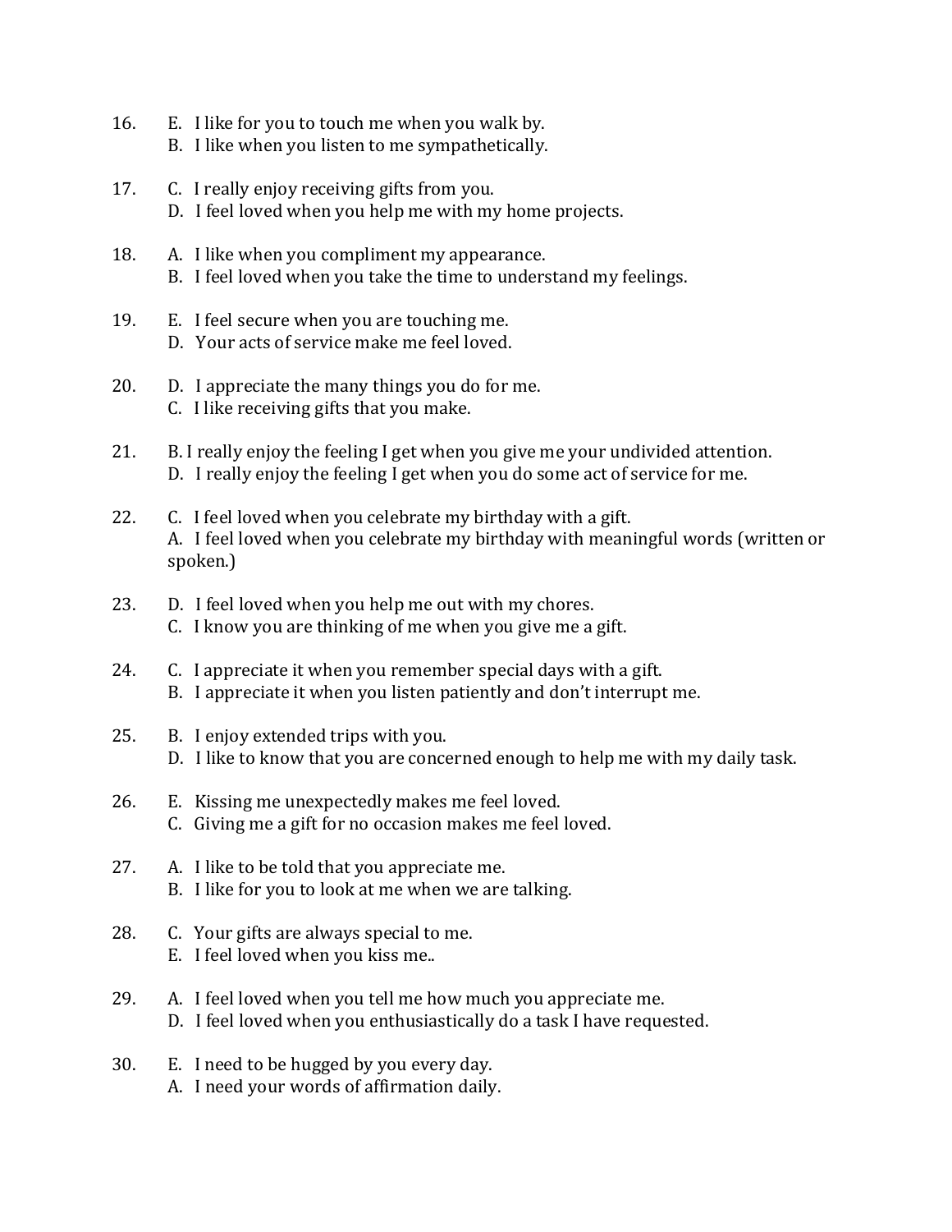16. E. I like for you to touch me when you walk by.
    B. I like when you listen to me sympathetically.

17. C. I really enjoy receiving gifts from you.
    D. I feel loved when you help me with my home projects.

18. A. I like when you compliment my appearance.
    B. I feel loved when you take the time to understand my feelings.

19. E. I feel secure when you are touching me.
    D. Your acts of service make me feel loved.

20. D. I appreciate the many things you do for me.
    C. I like receiving gifts that you make.

21. B. I really enjoy the feeling I get when you give me your undivided attention.
    D. I really enjoy the feeling I get when you do some act of service for me.

22. C. I feel loved when you celebrate my birthday with a gift.
    A. I feel loved when you celebrate my birthday with meaningful words (written or spoken.)

23. D. I feel loved when you help me out with my chores.
    C. I know you are thinking of me when you give me a gift.

24. C. I appreciate it when you remember special days with a gift.
    B. I appreciate it when you listen patiently and don't interrupt me.

25. B. I enjoy extended trips with you.
    D. I like to know that you are concerned enough to help me with my daily task.

26. E. Kissing me unexpectedly makes me feel loved.
    C. Giving me a gift for no occasion makes me feel loved.

27. A. I like to be told that you appreciate me.
    B. I like for you to look at me when we are talking.

28. C. Your gifts are always special to me.
    E. I feel loved when you kiss me..

29. A. I feel loved when you tell me how much you appreciate me.
    D. I feel loved when you enthusiastically do a task I have requested.

30. E. I need to be hugged by you every day.
    A. I need your words of affirmation daily.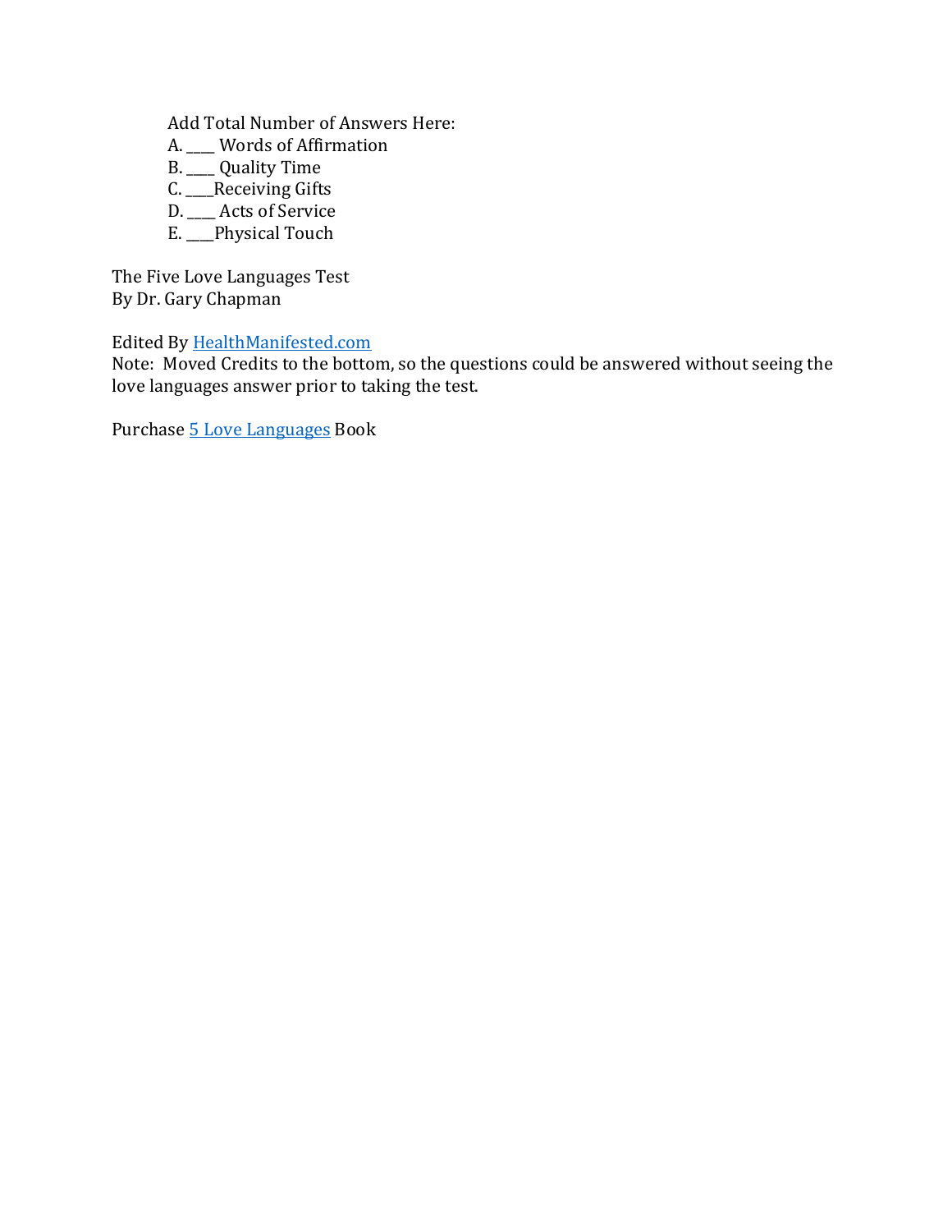Add Total Number of Answers Here:
A. ____ Words of Affirmation
B. ____ Quality Time
C. ____Receiving Gifts
D. ____ Acts of Service
E. ____Physical Touch

The Five Love Languages Test
By Dr. Gary Chapman

Edited By [HealthManifested.com]()
Note: Moved Credits to the bottom, so the questions could be answered without seeing the love languages answer prior to taking the test.

Purchase [5 Love Languages]() Book